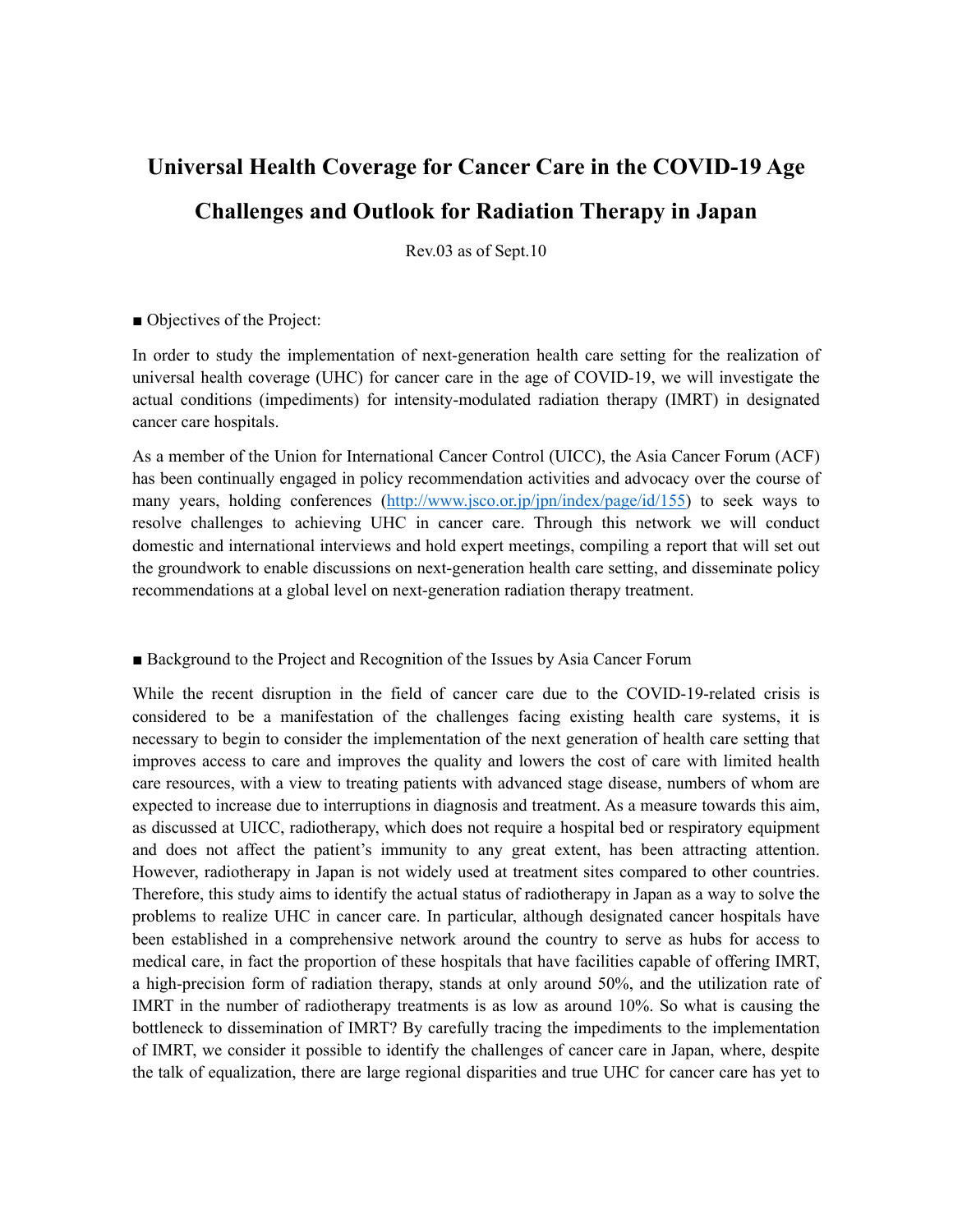# Universal Health Coverage for Cancer Care in the COVID-19 Age

# Challenges and Outlook for Radiation Therapy in Japan

Rev.03 as of Sept.10

■ Objectives of the Project:

In order to study the implementation of next-generation health care setting for the realization of universal health coverage (UHC) for cancer care in the age of COVID-19, we will investigate the actual conditions (impediments) for intensity-modulated radiation therapy (IMRT) in designated cancer care hospitals.

As a member of the Union for International Cancer Control (UICC), the Asia Cancer Forum (ACF) has been continually engaged in policy recommendation activities and advocacy over the course of many years, holding conferences (http://www.jsco.or.jp/jpn/index/page/id/155) to seek ways to resolve challenges to achieving UHC in cancer care. Through this network we will conduct domestic and international interviews and hold expert meetings, compiling a report that will set out the groundwork to enable discussions on next-generation health care setting, and disseminate policy recommendations at a global level on next-generation radiation therapy treatment.

■ Background to the Project and Recognition of the Issues by Asia Cancer Forum

While the recent disruption in the field of cancer care due to the COVID-19-related crisis is considered to be a manifestation of the challenges facing existing health care systems, it is necessary to begin to consider the implementation of the next generation of health care setting that improves access to care and improves the quality and lowers the cost of care with limited health care resources, with a view to treating patients with advanced stage disease, numbers of whom are expected to increase due to interruptions in diagnosis and treatment. As a measure towards this aim, as discussed at UICC, radiotherapy, which does not require a hospital bed or respiratory equipment and does not affect the patient's immunity to any great extent, has been attracting attention. However, radiotherapy in Japan is not widely used at treatment sites compared to other countries. Therefore, this study aims to identify the actual status of radiotherapy in Japan as a way to solve the problems to realize UHC in cancer care. In particular, although designated cancer hospitals have been established in a comprehensive network around the country to serve as hubs for access to medical care, in fact the proportion of these hospitals that have facilities capable of offering IMRT, a high-precision form of radiation therapy, stands at only around 50%, and the utilization rate of IMRT in the number of radiotherapy treatments is as low as around 10%. So what is causing the bottleneck to dissemination of IMRT? By carefully tracing the impediments to the implementation of IMRT, we consider it possible to identify the challenges of cancer care in Japan, where, despite the talk of equalization, there are large regional disparities and true UHC for cancer care has yet to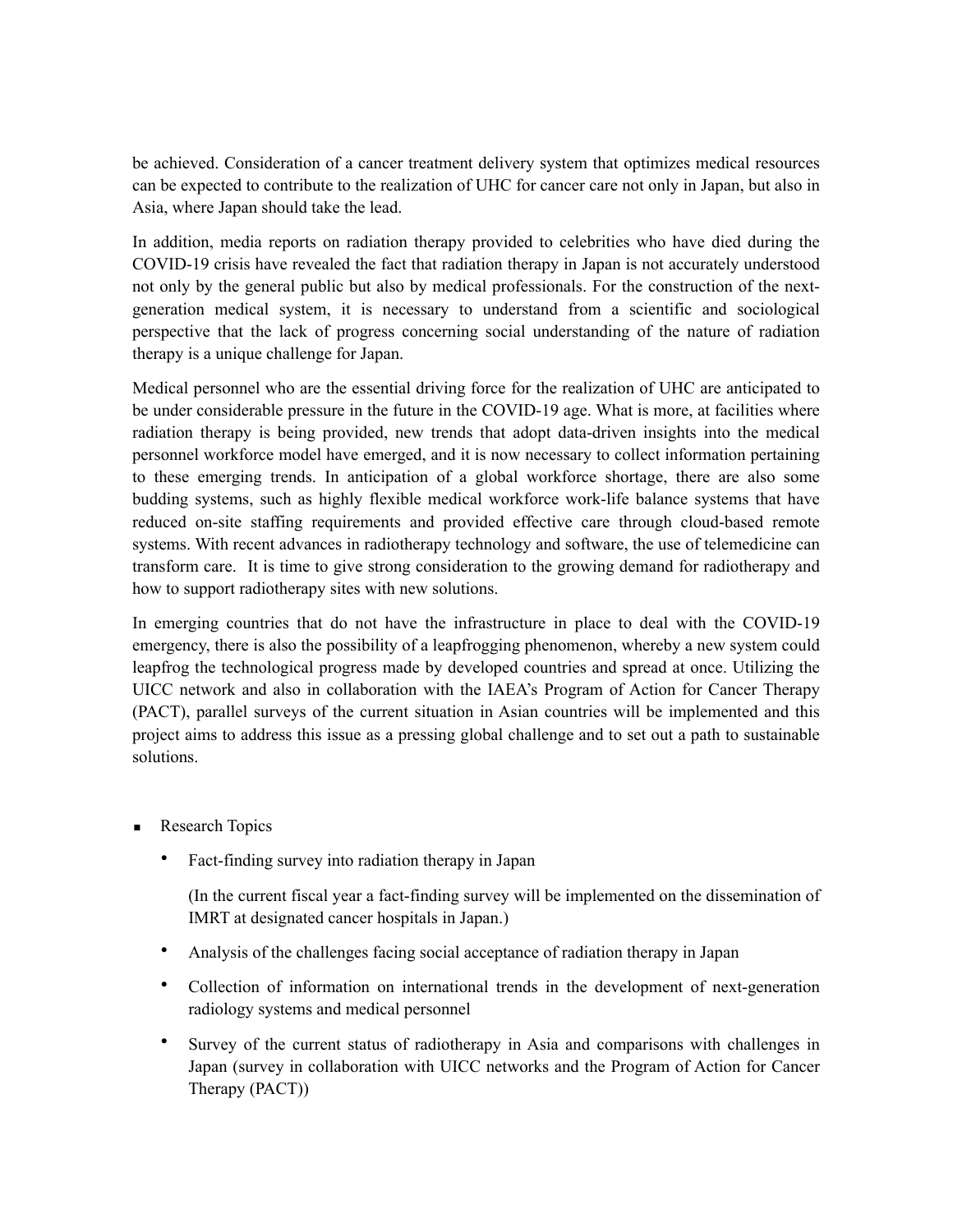be achieved. Consideration of a cancer treatment delivery system that optimizes medical resources can be expected to contribute to the realization of UHC for cancer care not only in Japan, but also in Asia, where Japan should take the lead.

In addition, media reports on radiation therapy provided to celebrities who have died during the COVID-19 crisis have revealed the fact that radiation therapy in Japan is not accurately understood not only by the general public but also by medical professionals. For the construction of the next-generation medical system, it is necessary to understand from a scientific and sociological perspective that the lack of progress concerning social understanding of the nature of radiation therapy is a unique challenge for Japan.

Medical personnel who are the essential driving force for the realization of UHC are anticipated to be under considerable pressure in the future in the COVID-19 age. What is more, at facilities where radiation therapy is being provided, new trends that adopt data-driven insights into the medical personnel workforce model have emerged, and it is now necessary to collect information pertaining to these emerging trends. In anticipation of a global workforce shortage, there are also some budding systems, such as highly flexible medical workforce work-life balance systems that have reduced on-site staffing requirements and provided effective care through cloud-based remote systems. With recent advances in radiotherapy technology and software, the use of telemedicine can transform care. It is time to give strong consideration to the growing demand for radiotherapy and how to support radiotherapy sites with new solutions.

In emerging countries that do not have the infrastructure in place to deal with the COVID-19 emergency, there is also the possibility of a leapfrogging phenomenon, whereby a new system could leapfrog the technological progress made by developed countries and spread at once. Utilizing the UICC network and also in collaboration with the IAEA's Program of Action for Cancer Therapy (PACT), parallel surveys of the current situation in Asian countries will be implemented and this project aims to address this issue as a pressing global challenge and to set out a path to sustainable solutions.

- Research Topics
  - Fact-finding survey into radiation therapy in Japan

    (In the current fiscal year a fact-finding survey will be implemented on the dissemination of IMRT at designated cancer hospitals in Japan.)
  - Analysis of the challenges facing social acceptance of radiation therapy in Japan
  - Collection of information on international trends in the development of next-generation radiology systems and medical personnel
  - Survey of the current status of radiotherapy in Asia and comparisons with challenges in Japan (survey in collaboration with UICC networks and the Program of Action for Cancer Therapy (PACT))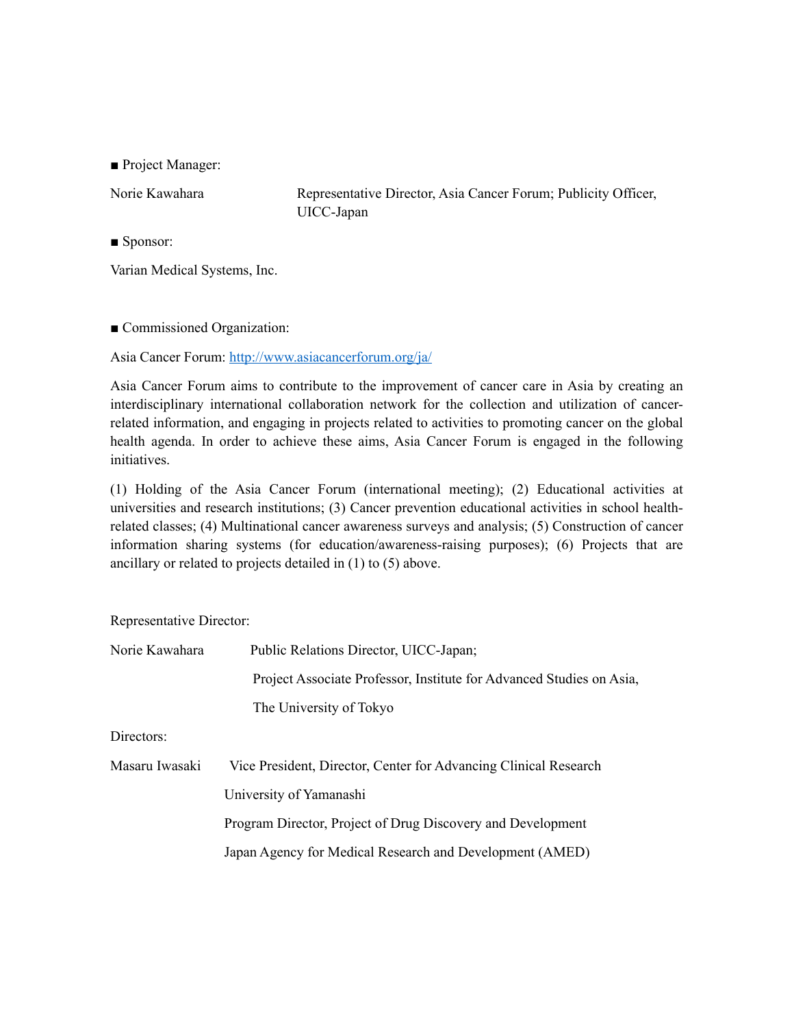■ Project Manager:

Norie Kawahara — Representative Director, Asia Cancer Forum; Publicity Officer, UICC-Japan

■ Sponsor:

Varian Medical Systems, Inc.

■ Commissioned Organization:

Asia Cancer Forum: http://www.asiacancerforum.org/ja/

Asia Cancer Forum aims to contribute to the improvement of cancer care in Asia by creating an interdisciplinary international collaboration network for the collection and utilization of cancer-related information, and engaging in projects related to activities to promoting cancer on the global health agenda. In order to achieve these aims, Asia Cancer Forum is engaged in the following initiatives.

(1) Holding of the Asia Cancer Forum (international meeting); (2) Educational activities at universities and research institutions; (3) Cancer prevention educational activities in school health-related classes; (4) Multinational cancer awareness surveys and analysis; (5) Construction of cancer information sharing systems (for education/awareness-raising purposes); (6) Projects that are ancillary or related to projects detailed in (1) to (5) above.

Representative Director:

Norie Kawahara — Public Relations Director, UICC-Japan;
Project Associate Professor, Institute for Advanced Studies on Asia,
The University of Tokyo

Directors:

Masaru Iwasaki — Vice President, Director, Center for Advancing Clinical Research
University of Yamanashi
Program Director, Project of Drug Discovery and Development
Japan Agency for Medical Research and Development (AMED)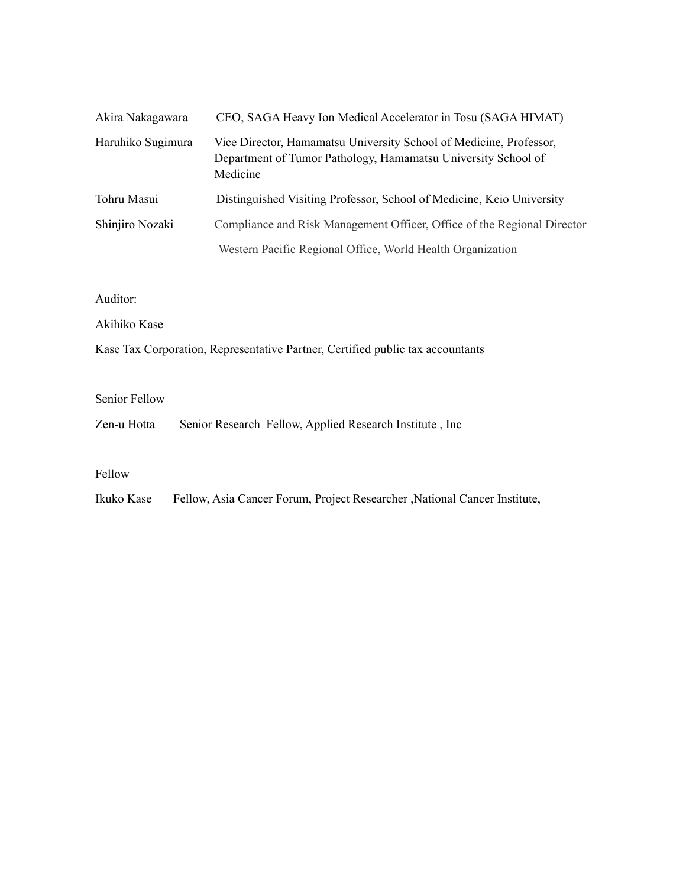| | |
|---|---|
| Akira Nakagawara | CEO, SAGA Heavy Ion Medical Accelerator in Tosu (SAGA HIMAT) |
| Haruhiko Sugimura | Vice Director, Hamamatsu University School of Medicine, Professor, Department of Tumor Pathology, Hamamatsu University School of Medicine |
| Tohru Masui | Distinguished Visiting Professor, School of Medicine, Keio University |
| Shinjiro Nozaki | Compliance and Risk Management Officer, Office of the Regional Director Western Pacific Regional Office, World Health Organization |

Auditor:

Akihiko Kase

Kase Tax Corporation, Representative Partner, Certified public tax accountants

Senior Fellow

Zen-u Hotta Senior Research Fellow, Applied Research Institute , Inc

Fellow

Ikuko Kase Fellow, Asia Cancer Forum, Project Researcher ,National Cancer Institute,